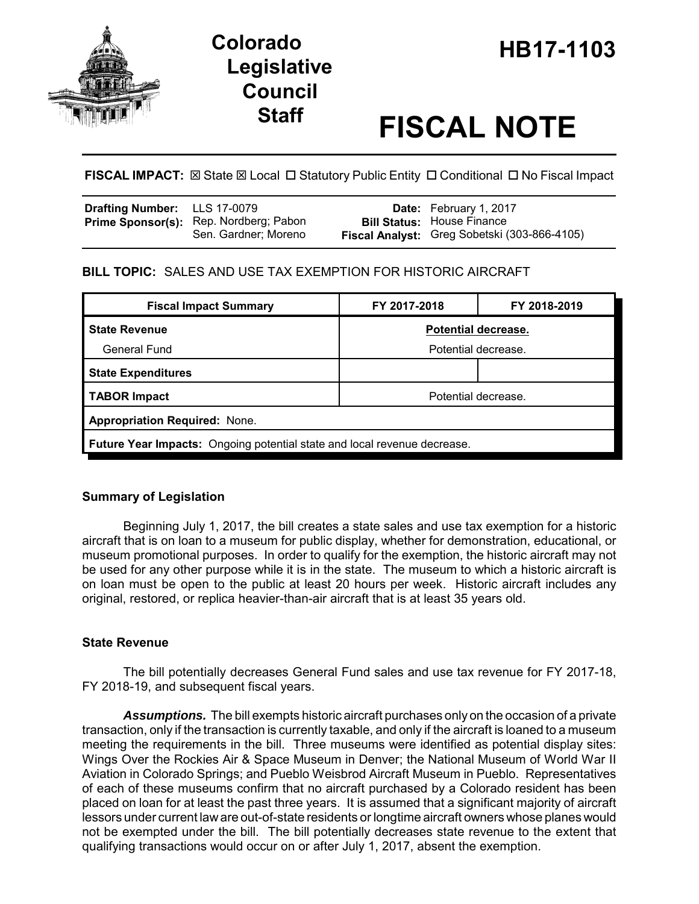# Colorado Legislative Council Staff

# HB17-1103

# FISCAL NOTE

**FISCAL IMPACT:** ☒ State ☒ Local ☐ Statutory Public Entity ☐ Conditional ☐ No Fiscal Impact

| | | | |
|---|---|---|---|
| **Drafting Number:** | LLS 17-0079 | **Date:** | February 1, 2017 |
| **Prime Sponsor(s):** | Rep. Nordberg; Pabon<br>Sen. Gardner; Moreno | **Bill Status:** | House Finance |
| | | **Fiscal Analyst:** | Greg Sobetski (303-866-4105) |

**BILL TOPIC:** SALES AND USE TAX EXEMPTION FOR HISTORIC AIRCRAFT

| Fiscal Impact Summary | FY 2017-2018 | FY 2018-2019 |
|---|---|---|
| **State Revenue** | **Potential decrease.** | |
| General Fund | Potential decrease. | |
| **State Expenditures** | | |
| **TABOR Impact** | Potential decrease. | |
| **Appropriation Required:** None. | | |
| **Future Year Impacts:** Ongoing potential state and local revenue decrease. | | |

### Summary of Legislation

Beginning July 1, 2017, the bill creates a state sales and use tax exemption for a historic aircraft that is on loan to a museum for public display, whether for demonstration, educational, or museum promotional purposes. In order to qualify for the exemption, the historic aircraft may not be used for any other purpose while it is in the state. The museum to which a historic aircraft is on loan must be open to the public at least 20 hours per week. Historic aircraft includes any original, restored, or replica heavier-than-air aircraft that is at least 35 years old.

### State Revenue

The bill potentially decreases General Fund sales and use tax revenue for FY 2017-18, FY 2018-19, and subsequent fiscal years.

***Assumptions.*** The bill exempts historic aircraft purchases only on the occasion of a private transaction, only if the transaction is currently taxable, and only if the aircraft is loaned to a museum meeting the requirements in the bill. Three museums were identified as potential display sites: Wings Over the Rockies Air & Space Museum in Denver; the National Museum of World War II Aviation in Colorado Springs; and Pueblo Weisbrod Aircraft Museum in Pueblo. Representatives of each of these museums confirm that no aircraft purchased by a Colorado resident has been placed on loan for at least the past three years. It is assumed that a significant majority of aircraft lessors under current law are out-of-state residents or longtime aircraft owners whose planes would not be exempted under the bill. The bill potentially decreases state revenue to the extent that qualifying transactions would occur on or after July 1, 2017, absent the exemption.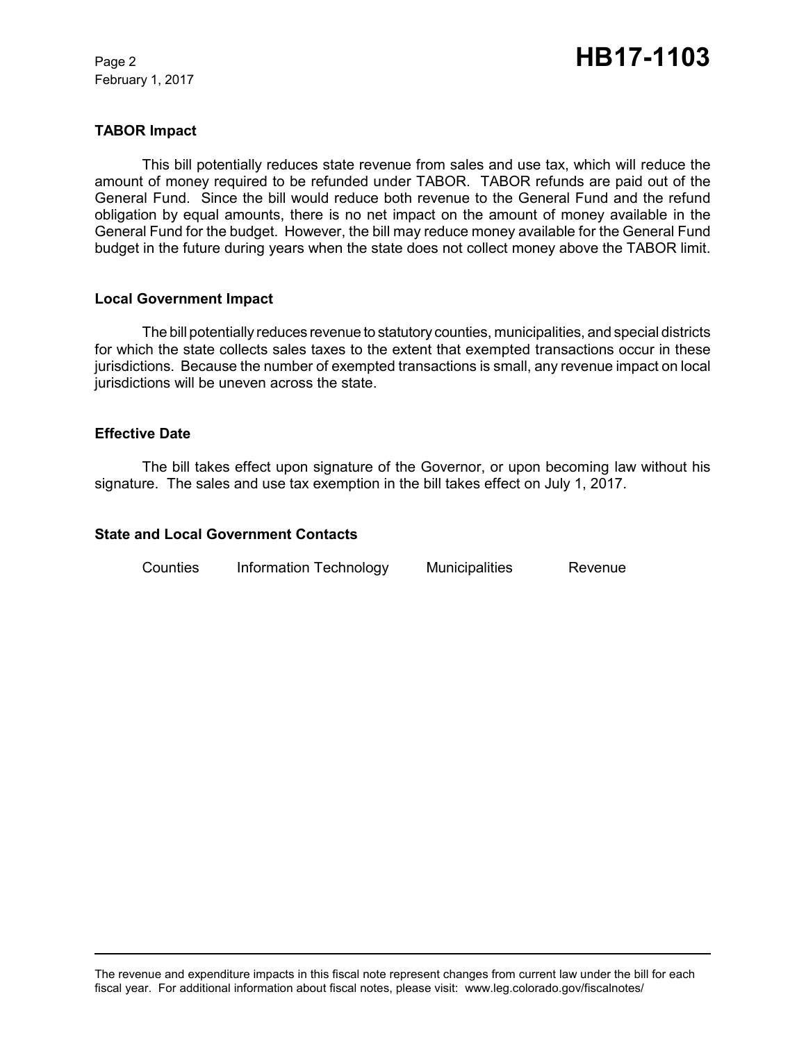## TABOR Impact

This bill potentially reduces state revenue from sales and use tax, which will reduce the amount of money required to be refunded under TABOR. TABOR refunds are paid out of the General Fund. Since the bill would reduce both revenue to the General Fund and the refund obligation by equal amounts, there is no net impact on the amount of money available in the General Fund for the budget. However, the bill may reduce money available for the General Fund budget in the future during years when the state does not collect money above the TABOR limit.

## Local Government Impact

The bill potentially reduces revenue to statutory counties, municipalities, and special districts for which the state collects sales taxes to the extent that exempted transactions occur in these jurisdictions. Because the number of exempted transactions is small, any revenue impact on local jurisdictions will be uneven across the state.

## Effective Date

The bill takes effect upon signature of the Governor, or upon becoming law without his signature. The sales and use tax exemption in the bill takes effect on July 1, 2017.

## State and Local Government Contacts

Counties    Information Technology    Municipalities    Revenue

The revenue and expenditure impacts in this fiscal note represent changes from current law under the bill for each fiscal year. For additional information about fiscal notes, please visit: www.leg.colorado.gov/fiscalnotes/